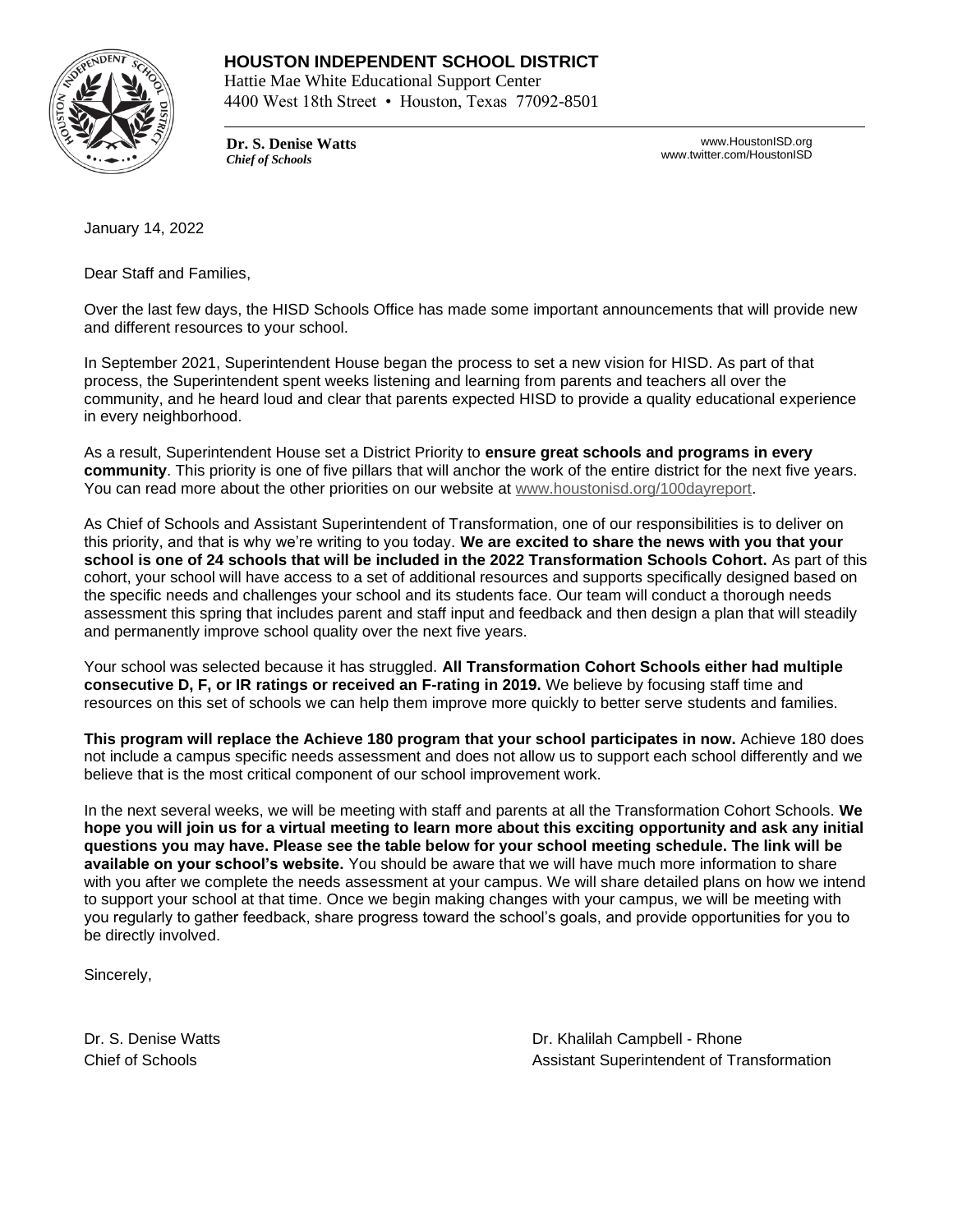# HOUSTON INDEPENDENT SCHOOL DISTRICT

Hattie Mae White Educational Support Center
4400 West 18th Street • Houston, Texas 77092-8501

**Dr. S. Denise Watts**
***Chief of Schools***

www.HoustonISD.org
www.twitter.com/HoustonISD

January 14, 2022

Dear Staff and Families,

Over the last few days, the HISD Schools Office has made some important announcements that will provide new and different resources to your school.

In September 2021, Superintendent House began the process to set a new vision for HISD. As part of that process, the Superintendent spent weeks listening and learning from parents and teachers all over the community, and he heard loud and clear that parents expected HISD to provide a quality educational experience in every neighborhood.

As a result, Superintendent House set a District Priority to **ensure great schools and programs in every community**. This priority is one of five pillars that will anchor the work of the entire district for the next five years. You can read more about the other priorities on our website at www.houstonisd.org/100dayreport.

As Chief of Schools and Assistant Superintendent of Transformation, one of our responsibilities is to deliver on this priority, and that is why we're writing to you today. **We are excited to share the news with you that your school is one of 24 schools that will be included in the 2022 Transformation Schools Cohort.** As part of this cohort, your school will have access to a set of additional resources and supports specifically designed based on the specific needs and challenges your school and its students face. Our team will conduct a thorough needs assessment this spring that includes parent and staff input and feedback and then design a plan that will steadily and permanently improve school quality over the next five years.

Your school was selected because it has struggled. **All Transformation Cohort Schools either had multiple consecutive D, F, or IR ratings or received an F-rating in 2019.** We believe by focusing staff time and resources on this set of schools we can help them improve more quickly to better serve students and families.

**This program will replace the Achieve 180 program that your school participates in now.** Achieve 180 does not include a campus specific needs assessment and does not allow us to support each school differently and we believe that is the most critical component of our school improvement work.

In the next several weeks, we will be meeting with staff and parents at all the Transformation Cohort Schools. **We hope you will join us for a virtual meeting to learn more about this exciting opportunity and ask any initial questions you may have. Please see the table below for your school meeting schedule. The link will be available on your school's website.** You should be aware that we will have much more information to share with you after we complete the needs assessment at your campus. We will share detailed plans on how we intend to support your school at that time. Once we begin making changes with your campus, we will be meeting with you regularly to gather feedback, share progress toward the school's goals, and provide opportunities for you to be directly involved.

Sincerely,

Dr. S. Denise Watts
Chief of Schools

Dr. Khalilah Campbell - Rhone
Assistant Superintendent of Transformation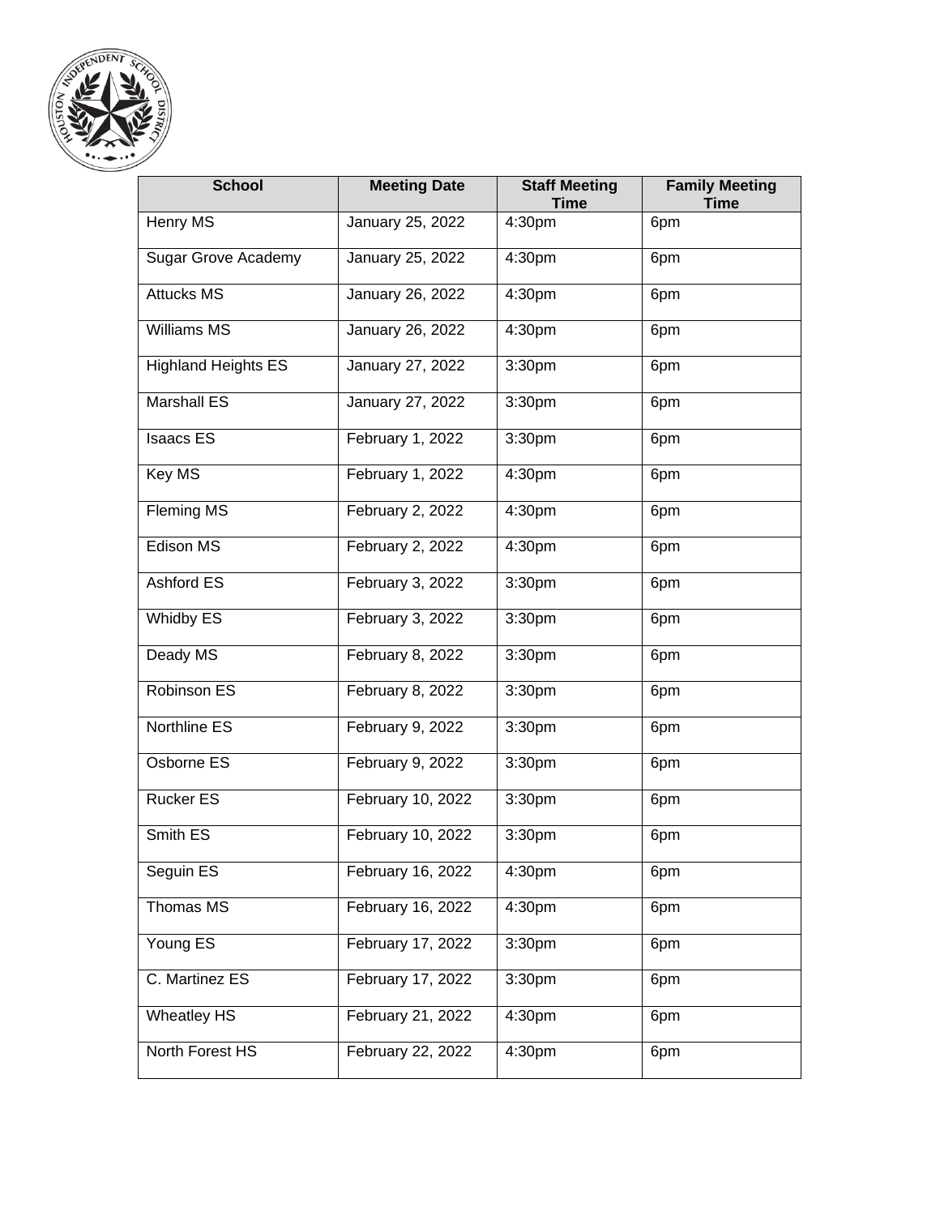| School | Meeting Date | Staff Meeting Time | Family Meeting Time |
|---|---|---|---|
| Henry MS | January 25, 2022 | 4:30pm | 6pm |
| Sugar Grove Academy | January 25, 2022 | 4:30pm | 6pm |
| Attucks MS | January 26, 2022 | 4:30pm | 6pm |
| Williams MS | January 26, 2022 | 4:30pm | 6pm |
| Highland Heights ES | January 27, 2022 | 3:30pm | 6pm |
| Marshall ES | January 27, 2022 | 3:30pm | 6pm |
| Isaacs ES | February 1, 2022 | 3:30pm | 6pm |
| Key MS | February 1, 2022 | 4:30pm | 6pm |
| Fleming MS | February 2, 2022 | 4:30pm | 6pm |
| Edison MS | February 2, 2022 | 4:30pm | 6pm |
| Ashford ES | February 3, 2022 | 3:30pm | 6pm |
| Whidby ES | February 3, 2022 | 3:30pm | 6pm |
| Deady MS | February 8, 2022 | 3:30pm | 6pm |
| Robinson ES | February 8, 2022 | 3:30pm | 6pm |
| Northline ES | February 9, 2022 | 3:30pm | 6pm |
| Osborne ES | February 9, 2022 | 3:30pm | 6pm |
| Rucker ES | February 10, 2022 | 3:30pm | 6pm |
| Smith ES | February 10, 2022 | 3:30pm | 6pm |
| Seguin ES | February 16, 2022 | 4:30pm | 6pm |
| Thomas MS | February 16, 2022 | 4:30pm | 6pm |
| Young ES | February 17, 2022 | 3:30pm | 6pm |
| C. Martinez ES | February 17, 2022 | 3:30pm | 6pm |
| Wheatley HS | February 21, 2022 | 4:30pm | 6pm |
| North Forest HS | February 22, 2022 | 4:30pm | 6pm |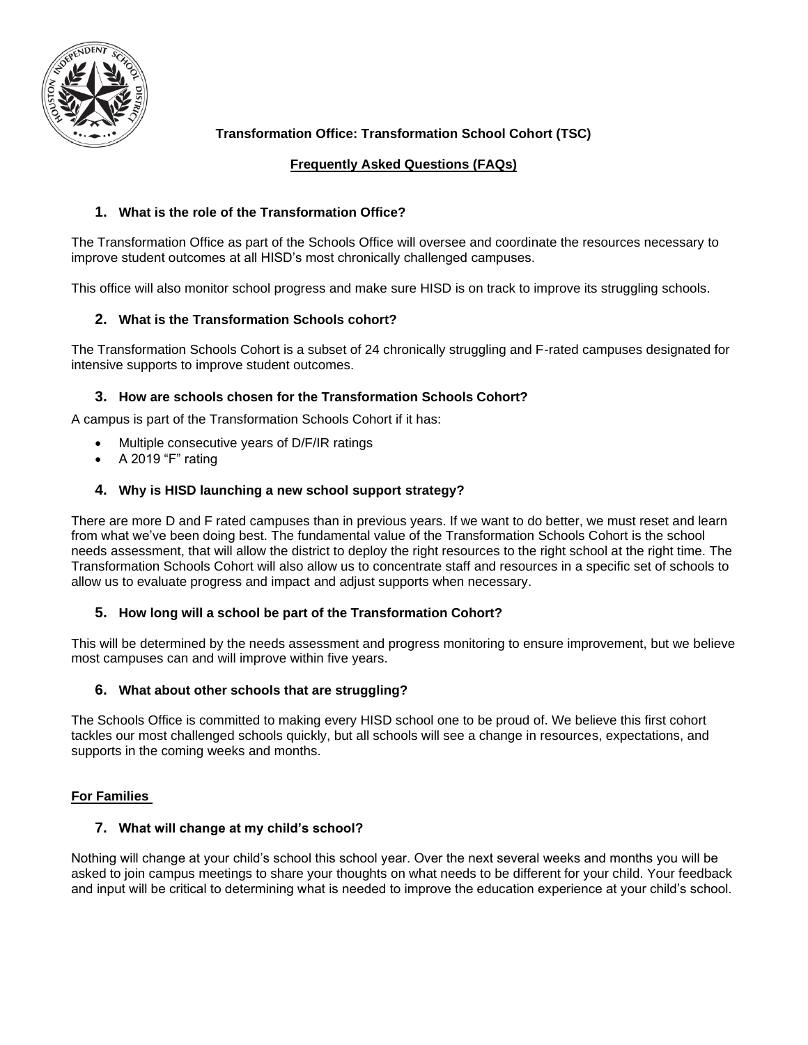**Transformation Office: Transformation School Cohort (TSC)**

## Frequently Asked Questions (FAQs)

### 1. What is the role of the Transformation Office?

The Transformation Office as part of the Schools Office will oversee and coordinate the resources necessary to improve student outcomes at all HISD's most chronically challenged campuses.

This office will also monitor school progress and make sure HISD is on track to improve its struggling schools.

### 2. What is the Transformation Schools cohort?

The Transformation Schools Cohort is a subset of 24 chronically struggling and F-rated campuses designated for intensive supports to improve student outcomes.

### 3. How are schools chosen for the Transformation Schools Cohort?

A campus is part of the Transformation Schools Cohort if it has:

- Multiple consecutive years of D/F/IR ratings
- A 2019 "F" rating

### 4. Why is HISD launching a new school support strategy?

There are more D and F rated campuses than in previous years. If we want to do better, we must reset and learn from what we've been doing best. The fundamental value of the Transformation Schools Cohort is the school needs assessment, that will allow the district to deploy the right resources to the right school at the right time. The Transformation Schools Cohort will also allow us to concentrate staff and resources in a specific set of schools to allow us to evaluate progress and impact and adjust supports when necessary.

### 5. How long will a school be part of the Transformation Cohort?

This will be determined by the needs assessment and progress monitoring to ensure improvement, but we believe most campuses can and will improve within five years.

### 6. What about other schools that are struggling?

The Schools Office is committed to making every HISD school one to be proud of. We believe this first cohort tackles our most challenged schools quickly, but all schools will see a change in resources, expectations, and supports in the coming weeks and months.

## For Families

### 7. What will change at my child's school?

Nothing will change at your child's school this school year. Over the next several weeks and months you will be asked to join campus meetings to share your thoughts on what needs to be different for your child. Your feedback and input will be critical to determining what is needed to improve the education experience at your child's school.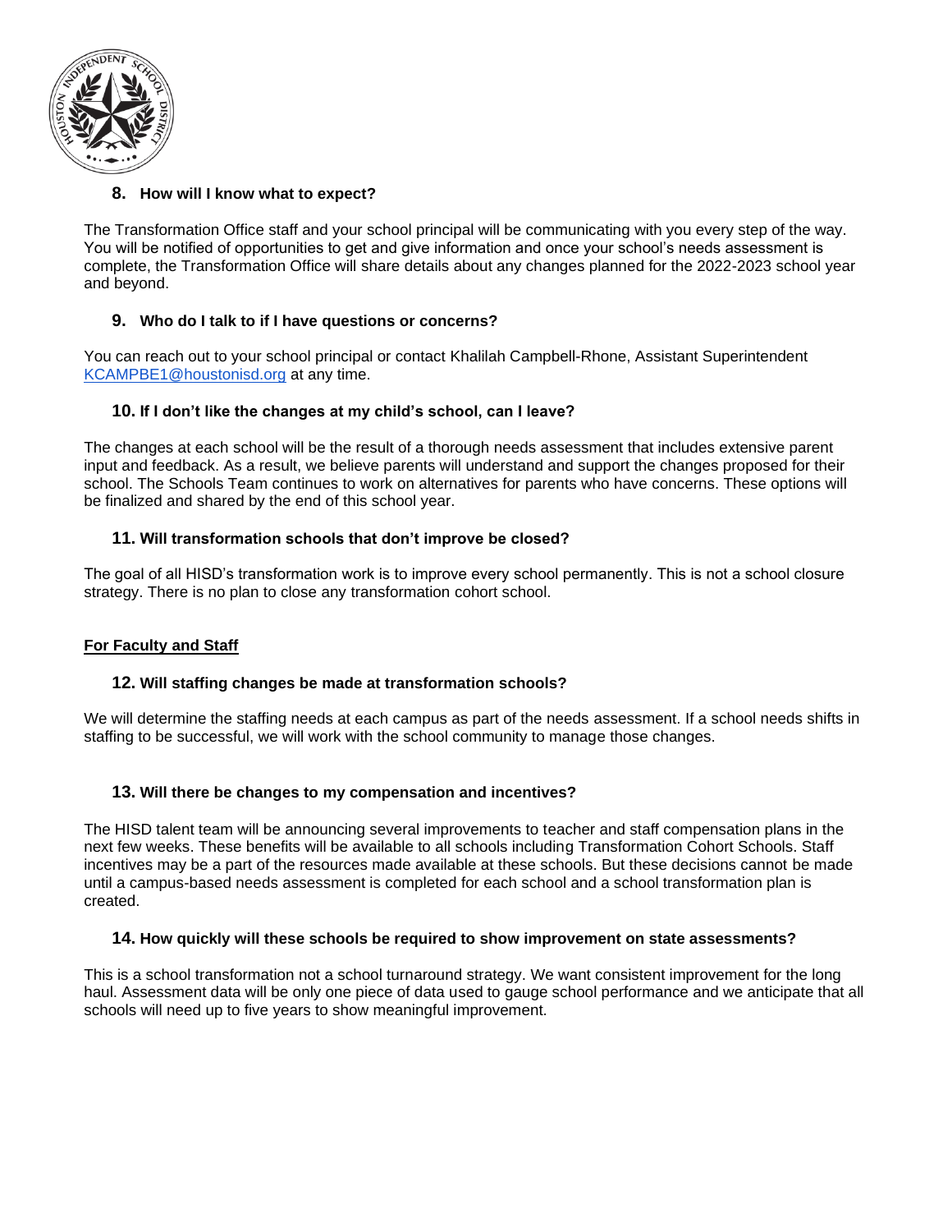### 8. How will I know what to expect?

The Transformation Office staff and your school principal will be communicating with you every step of the way. You will be notified of opportunities to get and give information and once your school's needs assessment is complete, the Transformation Office will share details about any changes planned for the 2022-2023 school year and beyond.

### 9. Who do I talk to if I have questions or concerns?

You can reach out to your school principal or contact Khalilah Campbell-Rhone, Assistant Superintendent [KCAMPBE1@houstonisd.org](mailto:KCAMPBE1@houstonisd.org) at any time.

### 10. If I don't like the changes at my child's school, can I leave?

The changes at each school will be the result of a thorough needs assessment that includes extensive parent input and feedback. As a result, we believe parents will understand and support the changes proposed for their school. The Schools Team continues to work on alternatives for parents who have concerns. These options will be finalized and shared by the end of this school year.

### 11. Will transformation schools that don't improve be closed?

The goal of all HISD's transformation work is to improve every school permanently. This is not a school closure strategy. There is no plan to close any transformation cohort school.

## For Faculty and Staff

### 12. Will staffing changes be made at transformation schools?

We will determine the staffing needs at each campus as part of the needs assessment. If a school needs shifts in staffing to be successful, we will work with the school community to manage those changes.

### 13. Will there be changes to my compensation and incentives?

The HISD talent team will be announcing several improvements to teacher and staff compensation plans in the next few weeks. These benefits will be available to all schools including Transformation Cohort Schools. Staff incentives may be a part of the resources made available at these schools. But these decisions cannot be made until a campus-based needs assessment is completed for each school and a school transformation plan is created.

### 14. How quickly will these schools be required to show improvement on state assessments?

This is a school transformation not a school turnaround strategy. We want consistent improvement for the long haul. Assessment data will be only one piece of data used to gauge school performance and we anticipate that all schools will need up to five years to show meaningful improvement.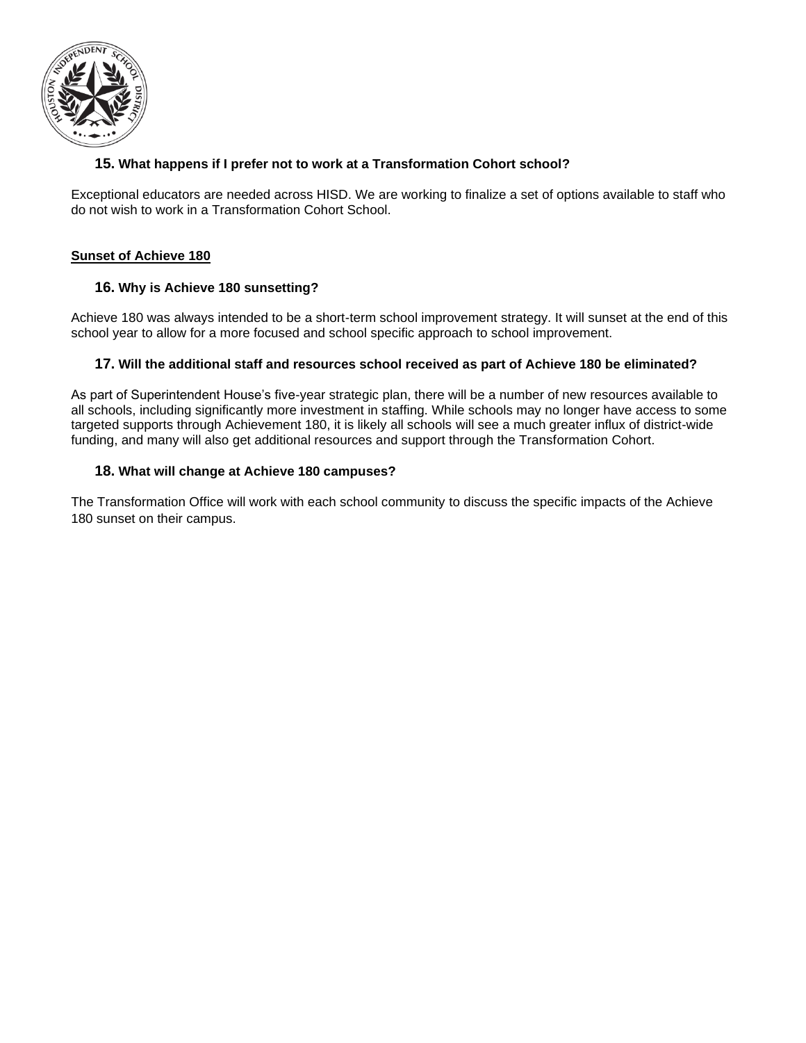**15. What happens if I prefer not to work at a Transformation Cohort school?**

Exceptional educators are needed across HISD. We are working to finalize a set of options available to staff who do not wish to work in a Transformation Cohort School.

**Sunset of Achieve 180**

**16. Why is Achieve 180 sunsetting?**

Achieve 180 was always intended to be a short-term school improvement strategy. It will sunset at the end of this school year to allow for a more focused and school specific approach to school improvement.

**17. Will the additional staff and resources school received as part of Achieve 180 be eliminated?**

As part of Superintendent House's five-year strategic plan, there will be a number of new resources available to all schools, including significantly more investment in staffing. While schools may no longer have access to some targeted supports through Achievement 180, it is likely all schools will see a much greater influx of district-wide funding, and many will also get additional resources and support through the Transformation Cohort.

**18. What will change at Achieve 180 campuses?**

The Transformation Office will work with each school community to discuss the specific impacts of the Achieve 180 sunset on their campus.